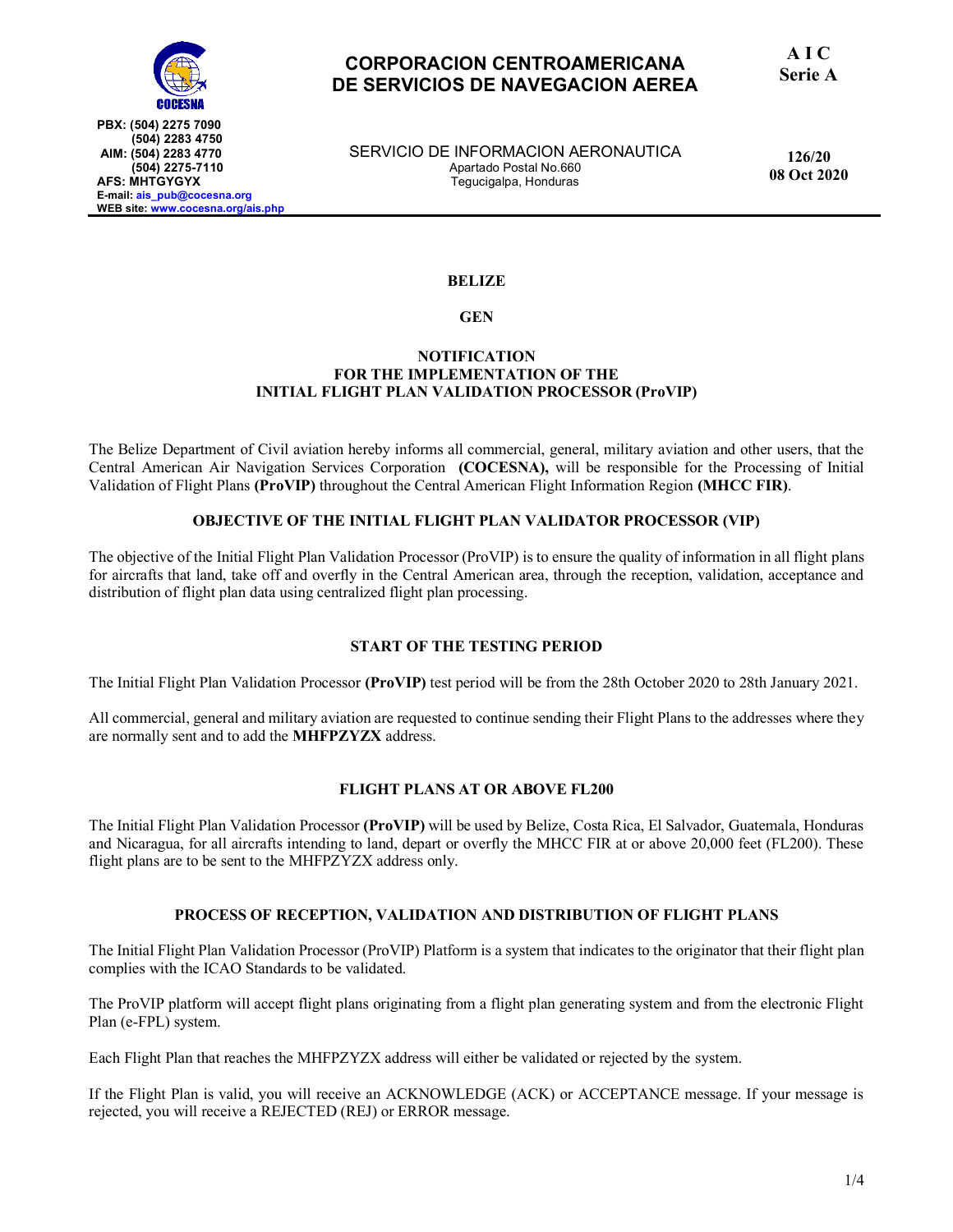**PBX: (504) 2275 7090**
**(504) 2283 4750**
**AIM: (504) 2283 4770**
**(504) 2275-7110**
**AFS: MHTGYGYX**
**E-mail: ais_pub@cocesna.org**
**WEB site: www.cocesna.org/ais.php**

# CORPORACION CENTROAMERICANA DE SERVICIOS DE NAVEGACION AEREA

SERVICIO DE INFORMACION AERONAUTICA
Apartado Postal No.660
Tegucigalpa, Honduras

**A I C**
**Serie A**

**126/20**
**08 Oct 2020**

---

## BELIZE

## GEN

## NOTIFICATION FOR THE IMPLEMENTATION OF THE INITIAL FLIGHT PLAN VALIDATION PROCESSOR (ProVIP)

The Belize Department of Civil aviation hereby informs all commercial, general, military aviation and other users, that the Central American Air Navigation Services Corporation **(COCESNA),** will be responsible for the Processing of Initial Validation of Flight Plans **(ProVIP)** throughout the Central American Flight Information Region **(MHCC FIR)**.

### OBJECTIVE OF THE INITIAL FLIGHT PLAN VALIDATOR PROCESSOR (VIP)

The objective of the Initial Flight Plan Validation Processor (ProVIP) is to ensure the quality of information in all flight plans for aircrafts that land, take off and overfly in the Central American area, through the reception, validation, acceptance and distribution of flight plan data using centralized flight plan processing.

### START OF THE TESTING PERIOD

The Initial Flight Plan Validation Processor **(ProVIP)** test period will be from the 28th October 2020 to 28th January 2021.

All commercial, general and military aviation are requested to continue sending their Flight Plans to the addresses where they are normally sent and to add the **MHFPZYZX** address.

### FLIGHT PLANS AT OR ABOVE FL200

The Initial Flight Plan Validation Processor **(ProVIP)** will be used by Belize, Costa Rica, El Salvador, Guatemala, Honduras and Nicaragua, for all aircrafts intending to land, depart or overfly the MHCC FIR at or above 20,000 feet (FL200). These flight plans are to be sent to the MHFPZYZX address only.

### PROCESS OF RECEPTION, VALIDATION AND DISTRIBUTION OF FLIGHT PLANS

The Initial Flight Plan Validation Processor (ProVIP) Platform is a system that indicates to the originator that their flight plan complies with the ICAO Standards to be validated.

The ProVIP platform will accept flight plans originating from a flight plan generating system and from the electronic Flight Plan (e-FPL) system.

Each Flight Plan that reaches the MHFPZYZX address will either be validated or rejected by the system.

If the Flight Plan is valid, you will receive an ACKNOWLEDGE (ACK) or ACCEPTANCE message. If your message is rejected, you will receive a REJECTED (REJ) or ERROR message.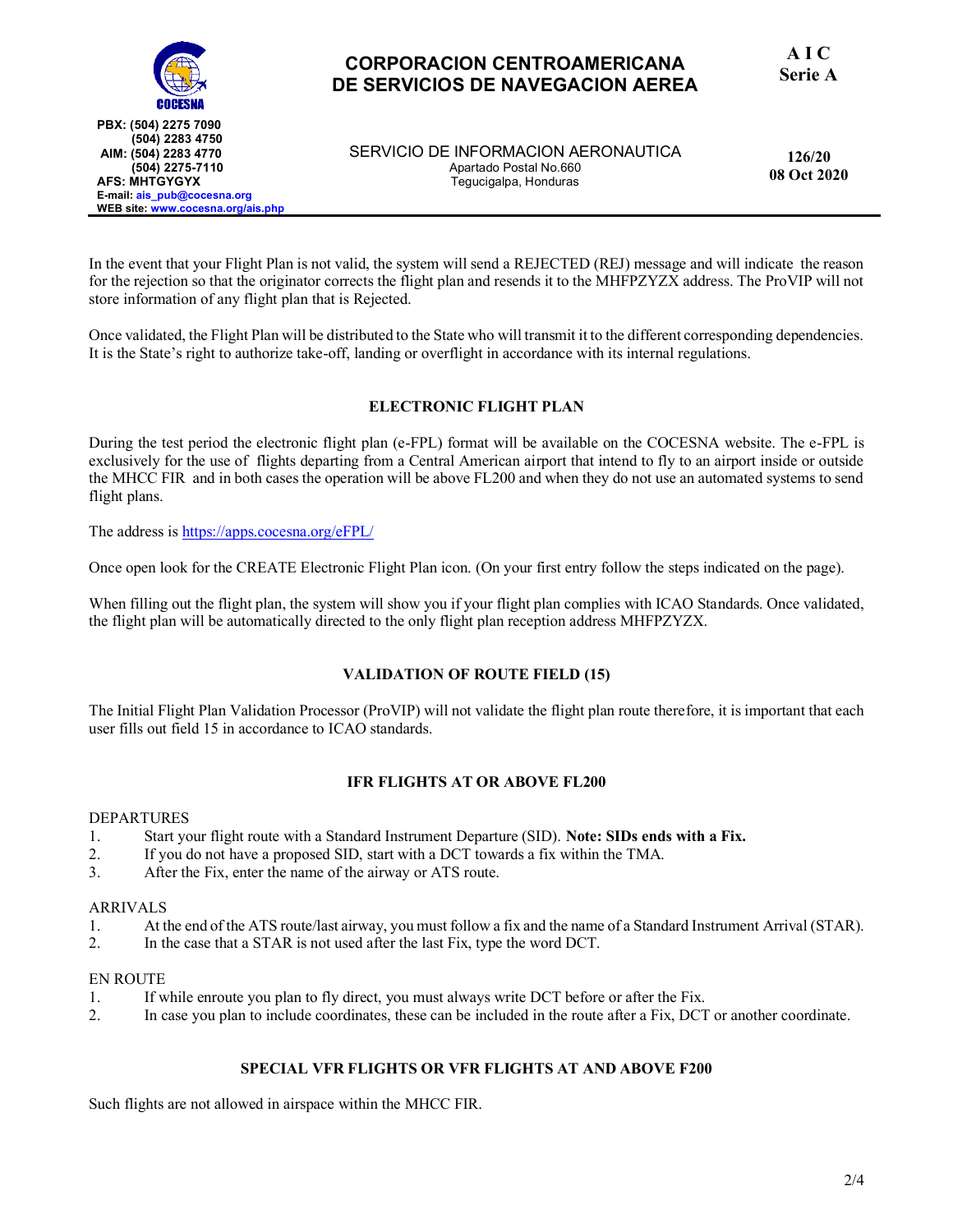In the event that your Flight Plan is not valid, the system will send a REJECTED (REJ) message and will indicate the reason for the rejection so that the originator corrects the flight plan and resends it to the MHFPZYZX address. The ProVIP will not store information of any flight plan that is Rejected.

Once validated, the Flight Plan will be distributed to the State who will transmit it to the different corresponding dependencies. It is the State's right to authorize take-off, landing or overflight in accordance with its internal regulations.

## ELECTRONIC FLIGHT PLAN

During the test period the electronic flight plan (e-FPL) format will be available on the COCESNA website. The e-FPL is exclusively for the use of flights departing from a Central American airport that intend to fly to an airport inside or outside the MHCC FIR and in both cases the operation will be above FL200 and when they do not use an automated systems to send flight plans.

The address is https://apps.cocesna.org/eFPL/

Once open look for the CREATE Electronic Flight Plan icon. (On your first entry follow the steps indicated on the page).

When filling out the flight plan, the system will show you if your flight plan complies with ICAO Standards. Once validated, the flight plan will be automatically directed to the only flight plan reception address MHFPZYZX.

## VALIDATION OF ROUTE FIELD (15)

The Initial Flight Plan Validation Processor (ProVIP) will not validate the flight plan route therefore, it is important that each user fills out field 15 in accordance to ICAO standards.

## IFR FLIGHTS AT OR ABOVE FL200

DEPARTURES

1. Start your flight route with a Standard Instrument Departure (SID). **Note: SIDs ends with a Fix.**
2. If you do not have a proposed SID, start with a DCT towards a fix within the TMA.
3. After the Fix, enter the name of the airway or ATS route.

ARRIVALS

1. At the end of the ATS route/last airway, you must follow a fix and the name of a Standard Instrument Arrival (STAR).
2. In the case that a STAR is not used after the last Fix, type the word DCT.

EN ROUTE

1. If while enroute you plan to fly direct, you must always write DCT before or after the Fix.
2. In case you plan to include coordinates, these can be included in the route after a Fix, DCT or another coordinate.

## SPECIAL VFR FLIGHTS OR VFR FLIGHTS AT AND ABOVE F200

Such flights are not allowed in airspace within the MHCC FIR.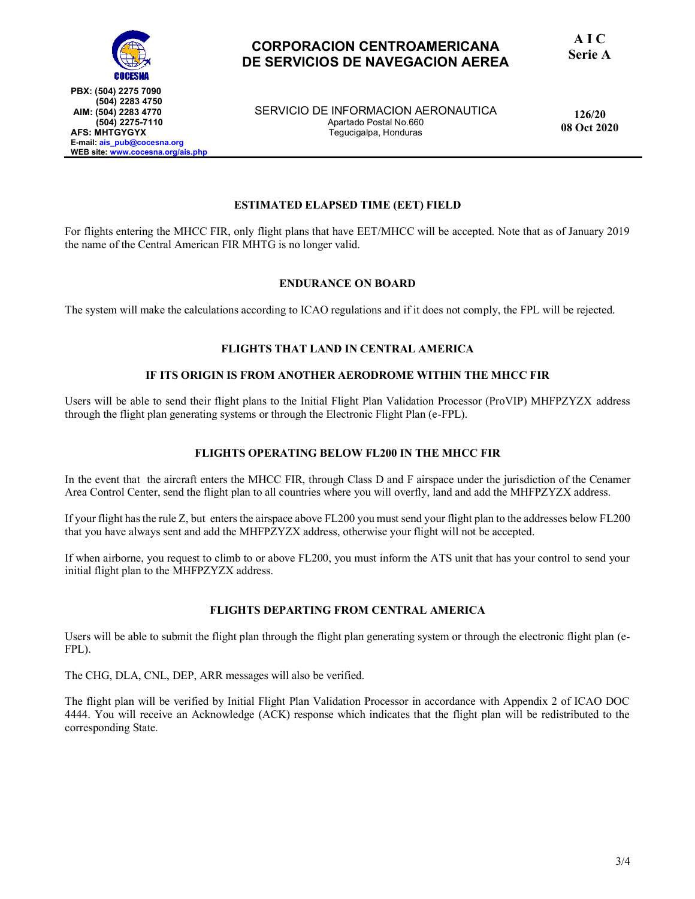**CORPORACION CENTROAMERICANA DE SERVICIOS DE NAVEGACION AEREA**

**A I C**
**Serie A**

**PBX: (504) 2275 7090**
**(504) 2283 4750**
**AIM: (504) 2283 4770**
**(504) 2275-7110**
**AFS: MHTGYGYX**
**E-mail: ais_pub@cocesna.org**
**WEB site: www.cocesna.org/ais.php**

SERVICIO DE INFORMACION AERONAUTICA
Apartado Postal No.660
Tegucigalpa, Honduras

**126/20**
**08 Oct 2020**

## ESTIMATED ELAPSED TIME (EET) FIELD

For flights entering the MHCC FIR, only flight plans that have EET/MHCC will be accepted. Note that as of January 2019 the name of the Central American FIR MHTG is no longer valid.

## ENDURANCE ON BOARD

The system will make the calculations according to ICAO regulations and if it does not comply, the FPL will be rejected.

## FLIGHTS THAT LAND IN CENTRAL AMERICA

### IF ITS ORIGIN IS FROM ANOTHER AERODROME WITHIN THE MHCC FIR

Users will be able to send their flight plans to the Initial Flight Plan Validation Processor (ProVIP) MHFPZYZX address through the flight plan generating systems or through the Electronic Flight Plan (e-FPL).

## FLIGHTS OPERATING BELOW FL200 IN THE MHCC FIR

In the event that the aircraft enters the MHCC FIR, through Class D and F airspace under the jurisdiction of the Cenamer Area Control Center, send the flight plan to all countries where you will overfly, land and add the MHFPZYZX address.

If your flight has the rule Z, but enters the airspace above FL200 you must send your flight plan to the addresses below FL200 that you have always sent and add the MHFPZYZX address, otherwise your flight will not be accepted.

If when airborne, you request to climb to or above FL200, you must inform the ATS unit that has your control to send your initial flight plan to the MHFPZYZX address.

## FLIGHTS DEPARTING FROM CENTRAL AMERICA

Users will be able to submit the flight plan through the flight plan generating system or through the electronic flight plan (e-FPL).

The CHG, DLA, CNL, DEP, ARR messages will also be verified.

The flight plan will be verified by Initial Flight Plan Validation Processor in accordance with Appendix 2 of ICAO DOC 4444. You will receive an Acknowledge (ACK) response which indicates that the flight plan will be redistributed to the corresponding State.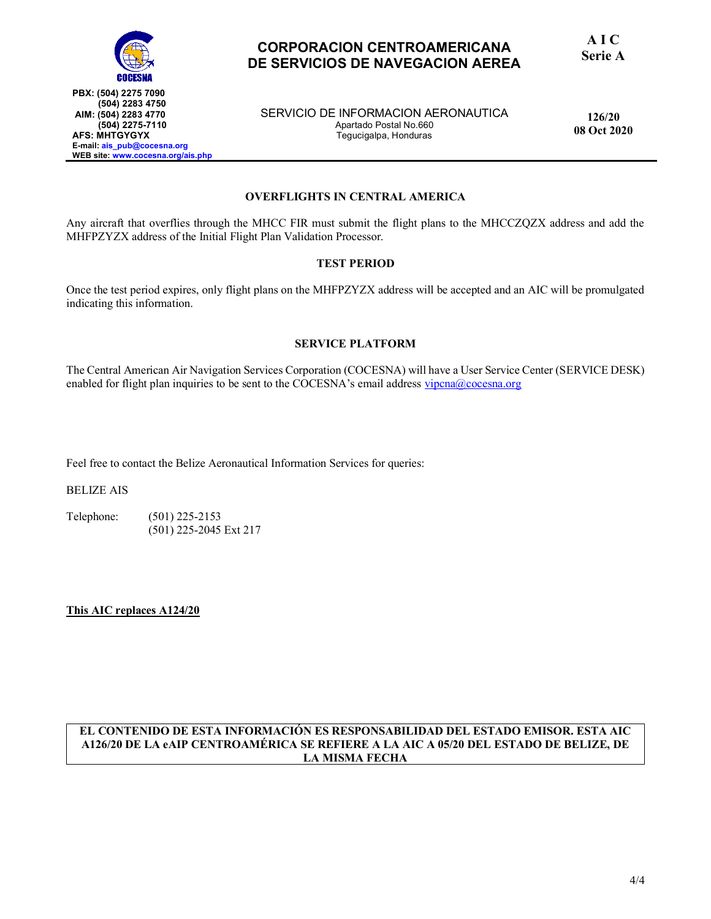**CORPORACION CENTROAMERICANA DE SERVICIOS DE NAVEGACION AEREA**

**A I C**
**Serie A**

**PBX: (504) 2275 7090**
**(504) 2283 4750**
**AIM: (504) 2283 4770**
**(504) 2275-7110**
**AFS: MHTGYGYX**
**E-mail: ais_pub@cocesna.org**
**WEB site: www.cocesna.org/ais.php**

SERVICIO DE INFORMACION AERONAUTICA
Apartado Postal No.660
Tegucigalpa, Honduras

**126/20**
**08 Oct 2020**

## OVERFLIGHTS IN CENTRAL AMERICA

Any aircraft that overflies through the MHCC FIR must submit the flight plans to the MHCCZQZX address and add the MHFPZYZX address of the Initial Flight Plan Validation Processor.

## TEST PERIOD

Once the test period expires, only flight plans on the MHFPZYZX address will be accepted and an AIC will be promulgated indicating this information.

## SERVICE PLATFORM

The Central American Air Navigation Services Corporation (COCESNA) will have a User Service Center (SERVICE DESK) enabled for flight plan inquiries to be sent to the COCESNA's email address vipcna@cocesna.org

Feel free to contact the Belize Aeronautical Information Services for queries:

BELIZE AIS

Telephone: (501) 225-2153
(501) 225-2045 Ext 217

**This AIC replaces A124/20**

**EL CONTENIDO DE ESTA INFORMACIÓN ES RESPONSABILIDAD DEL ESTADO EMISOR. ESTA AIC A126/20 DE LA eAIP CENTROAMÉRICA SE REFIERE A LA AIC A 05/20 DEL ESTADO DE BELIZE, DE LA MISMA FECHA**